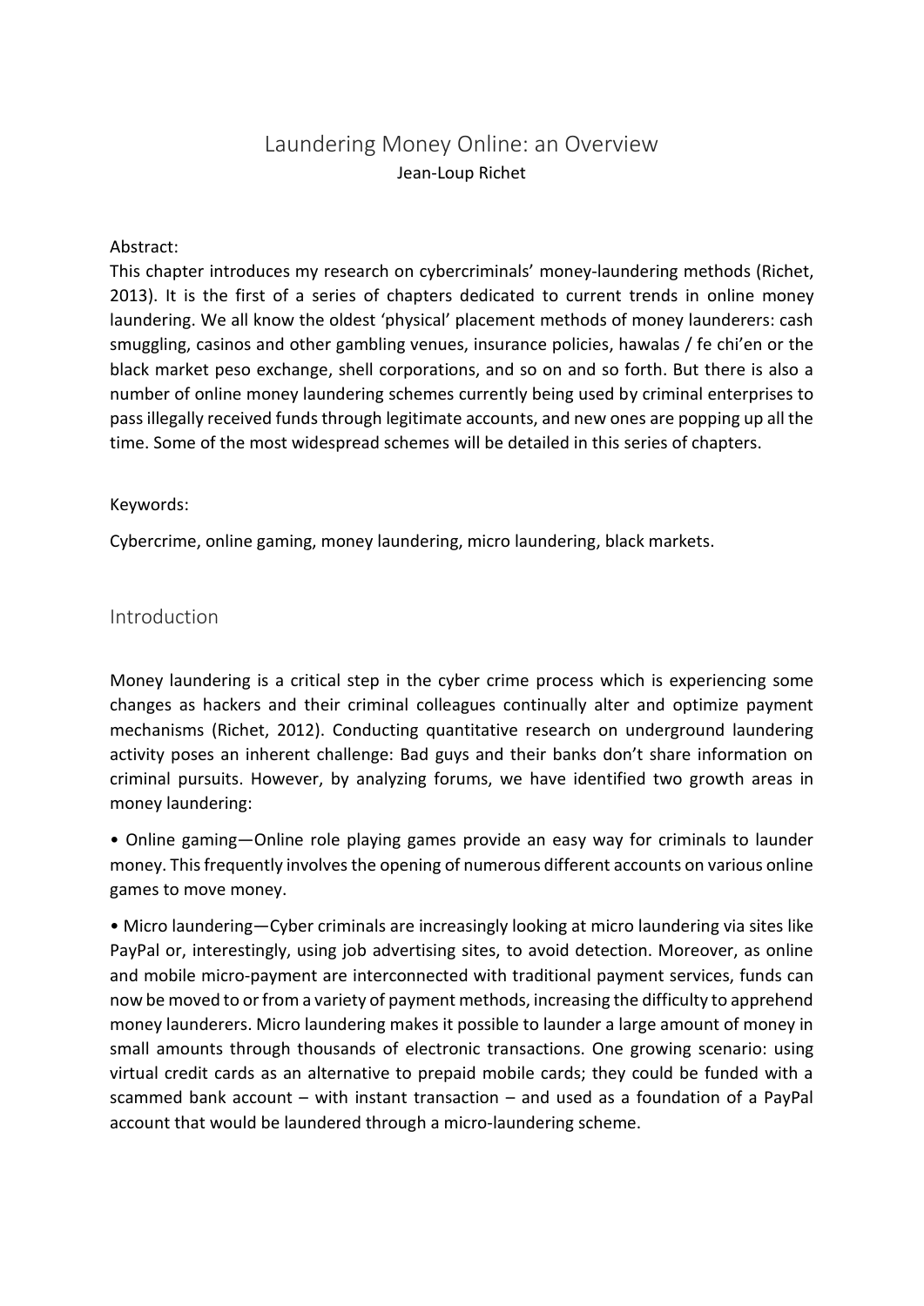# Laundering Money Online: an Overview

Jean-Loup Richet

Abstract:

This chapter introduces my research on cybercriminals' money-laundering methods (Richet, 2013). It is the first of a series of chapters dedicated to current trends in online money laundering. We all know the oldest 'physical' placement methods of money launderers: cash smuggling, casinos and other gambling venues, insurance policies, hawalas / fe chi'en or the black market peso exchange, shell corporations, and so on and so forth. But there is also a number of online money laundering schemes currently being used by criminal enterprises to pass illegally received funds through legitimate accounts, and new ones are popping up all the time. Some of the most widespread schemes will be detailed in this series of chapters.

Keywords:

Cybercrime, online gaming, money laundering, micro laundering, black markets.

## Introduction

Money laundering is a critical step in the cyber crime process which is experiencing some changes as hackers and their criminal colleagues continually alter and optimize payment mechanisms (Richet, 2012). Conducting quantitative research on underground laundering activity poses an inherent challenge: Bad guys and their banks don't share information on criminal pursuits. However, by analyzing forums, we have identified two growth areas in money laundering:

- Online gaming—Online role playing games provide an easy way for criminals to launder money. This frequently involves the opening of numerous different accounts on various online games to move money.
- Micro laundering—Cyber criminals are increasingly looking at micro laundering via sites like PayPal or, interestingly, using job advertising sites, to avoid detection. Moreover, as online and mobile micro-payment are interconnected with traditional payment services, funds can now be moved to or from a variety of payment methods, increasing the difficulty to apprehend money launderers. Micro laundering makes it possible to launder a large amount of money in small amounts through thousands of electronic transactions. One growing scenario: using virtual credit cards as an alternative to prepaid mobile cards; they could be funded with a scammed bank account – with instant transaction – and used as a foundation of a PayPal account that would be laundered through a micro-laundering scheme.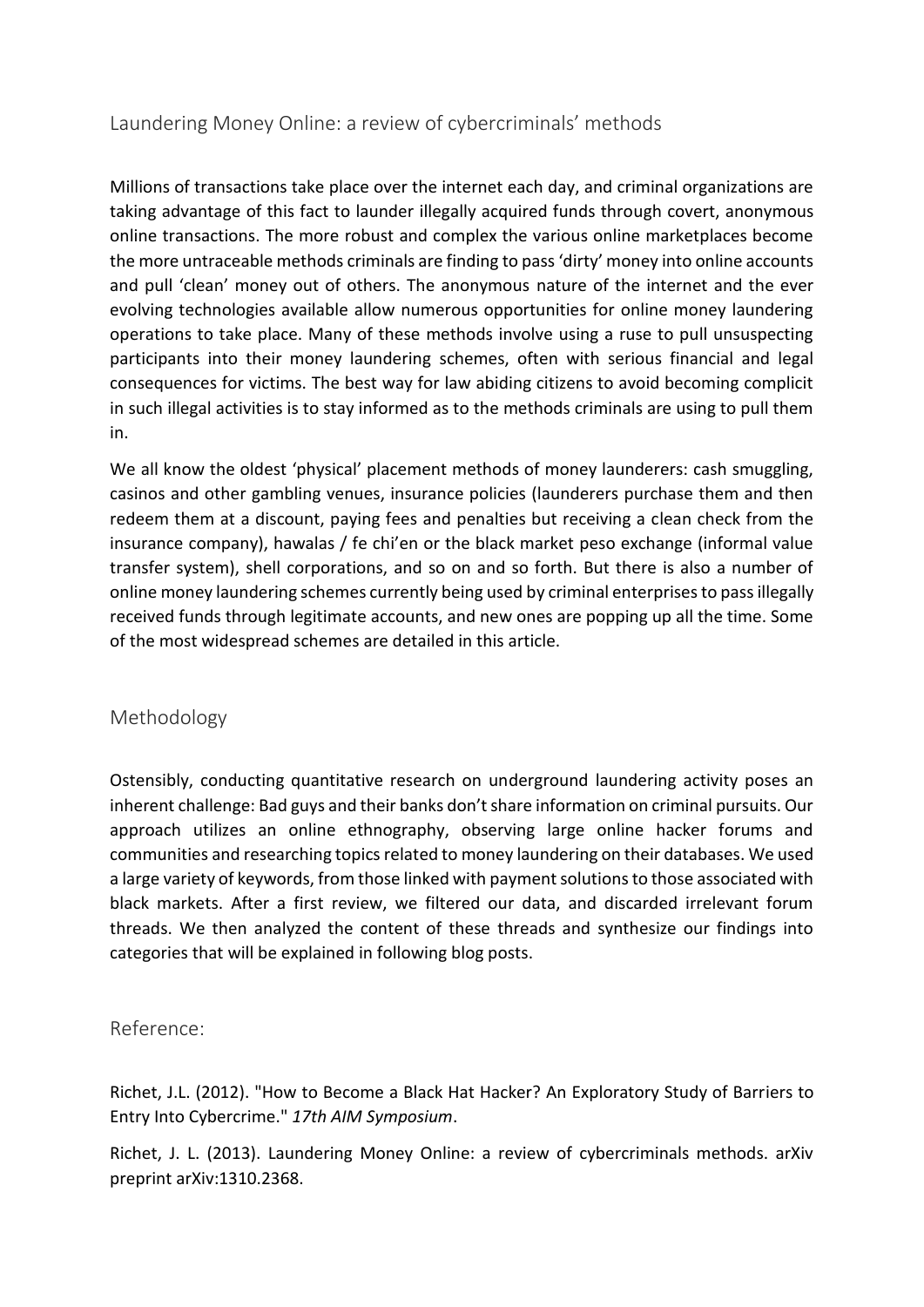## Laundering Money Online: a review of cybercriminals' methods

Millions of transactions take place over the internet each day, and criminal organizations are taking advantage of this fact to launder illegally acquired funds through covert, anonymous online transactions. The more robust and complex the various online marketplaces become the more untraceable methods criminals are finding to pass 'dirty' money into online accounts and pull 'clean' money out of others. The anonymous nature of the internet and the ever evolving technologies available allow numerous opportunities for online money laundering operations to take place. Many of these methods involve using a ruse to pull unsuspecting participants into their money laundering schemes, often with serious financial and legal consequences for victims. The best way for law abiding citizens to avoid becoming complicit in such illegal activities is to stay informed as to the methods criminals are using to pull them in.

We all know the oldest 'physical' placement methods of money launderers: cash smuggling, casinos and other gambling venues, insurance policies (launderers purchase them and then redeem them at a discount, paying fees and penalties but receiving a clean check from the insurance company), hawalas / fe chi'en or the black market peso exchange (informal value transfer system), shell corporations, and so on and so forth. But there is also a number of online money laundering schemes currently being used by criminal enterprises to pass illegally received funds through legitimate accounts, and new ones are popping up all the time. Some of the most widespread schemes are detailed in this article.

## Methodology

Ostensibly, conducting quantitative research on underground laundering activity poses an inherent challenge: Bad guys and their banks don't share information on criminal pursuits. Our approach utilizes an online ethnography, observing large online hacker forums and communities and researching topics related to money laundering on their databases. We used a large variety of keywords, from those linked with payment solutions to those associated with black markets. After a first review, we filtered our data, and discarded irrelevant forum threads. We then analyzed the content of these threads and synthesize our findings into categories that will be explained in following blog posts.

## Reference:

Richet, J.L. (2012). "How to Become a Black Hat Hacker? An Exploratory Study of Barriers to Entry Into Cybercrime." *17th AIM Symposium*.

Richet, J. L. (2013). Laundering Money Online: a review of cybercriminals methods. arXiv preprint arXiv:1310.2368.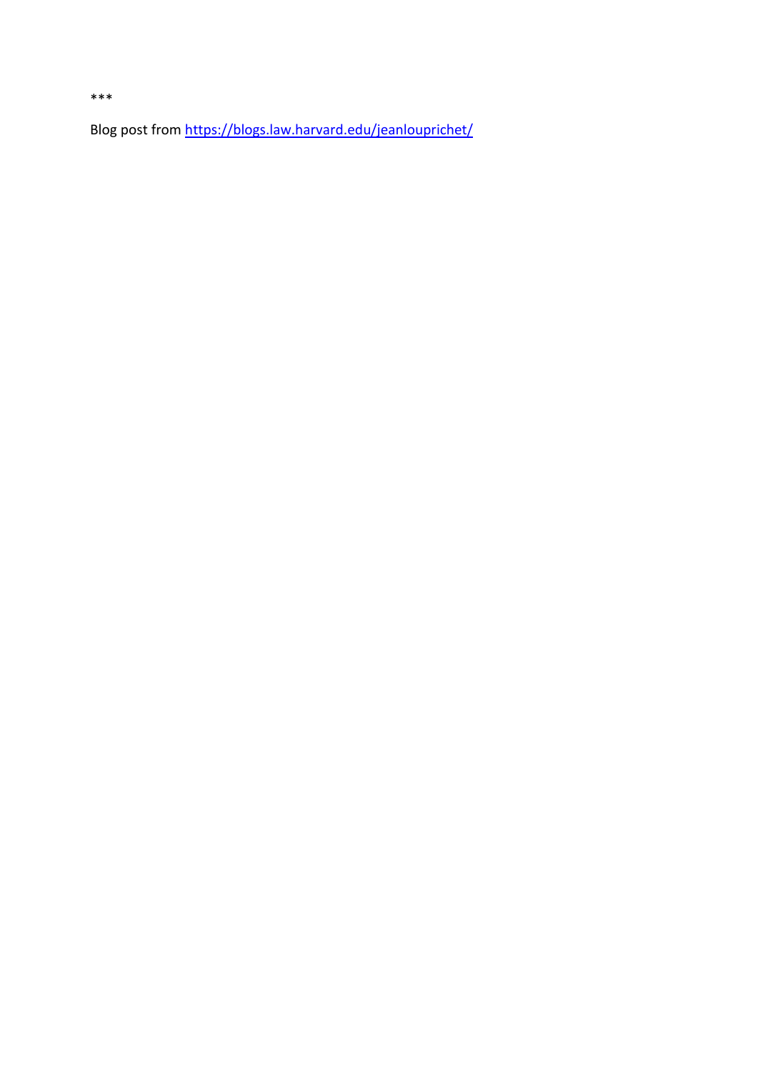***

Blog post from [https://blogs.law.harvard.edu/jeanlouprichet/](https://blogs.law.harvard.edu/jeanlouprichet/)